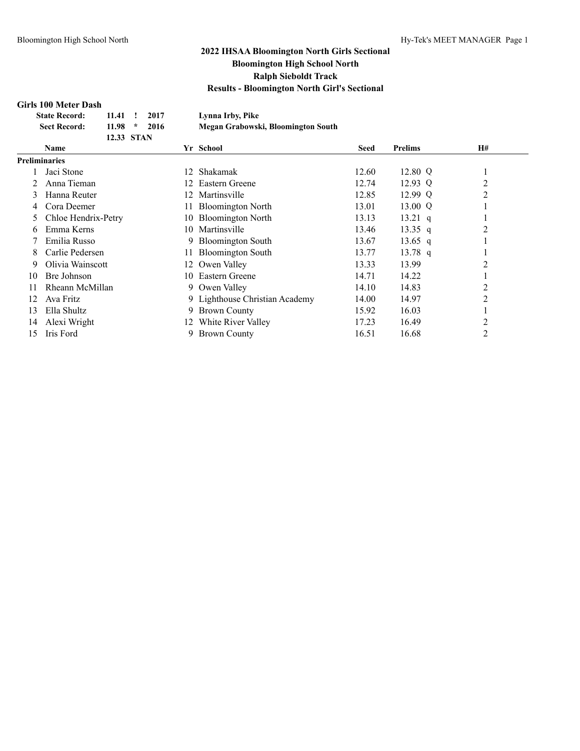# 2022 IHSAA Bloomington North Girls Sectional

## Bloomington High School North

## Ralph Sieboldt Track

## Results - Bloomington North Girl's Sectional

### Girls 100 Meter Dash

| | | | | |
|---|---|---|---|---|
| **State Record:** | **11.41** | **!** | **2017** | **Lynna Irby, Pike** |
| **Sect Record:** | **11.98** | ***** | **2016** | **Megan Grabowski, Bloomington South** |
| | **12.33** | **STAN** | | |

| | Name | Yr | School | Seed | Prelims | | H# |
|---|---|---|---|---|---|---|---|
| **Preliminaries** | | | | | | | |
| 1 | Jaci Stone | 12 | Shakamak | 12.60 | 12.80 | Q | 1 |
| 2 | Anna Tieman | 12 | Eastern Greene | 12.74 | 12.93 | Q | 2 |
| 3 | Hanna Reuter | 12 | Martinsville | 12.85 | 12.99 | Q | 2 |
| 4 | Cora Deemer | 11 | Bloomington North | 13.01 | 13.00 | Q | 1 |
| 5 | Chloe Hendrix-Petry | 10 | Bloomington North | 13.13 | 13.21 | q | 1 |
| 6 | Emma Kerns | 10 | Martinsville | 13.46 | 13.35 | q | 2 |
| 7 | Emilia Russo | 9 | Bloomington South | 13.67 | 13.65 | q | 1 |
| 8 | Carlie Pedersen | 11 | Bloomington South | 13.77 | 13.78 | q | 1 |
| 9 | Olivia Wainscott | 12 | Owen Valley | 13.33 | 13.99 | | 2 |
| 10 | Bre Johnson | 10 | Eastern Greene | 14.71 | 14.22 | | 1 |
| 11 | Rheann McMillan | 9 | Owen Valley | 14.10 | 14.83 | | 2 |
| 12 | Ava Fritz | 9 | Lighthouse Christian Academy | 14.00 | 14.97 | | 2 |
| 13 | Ella Shultz | 9 | Brown County | 15.92 | 16.03 | | 1 |
| 14 | Alexi Wright | 12 | White River Valley | 17.23 | 16.49 | | 2 |
| 15 | Iris Ford | 9 | Brown County | 16.51 | 16.68 | | 2 |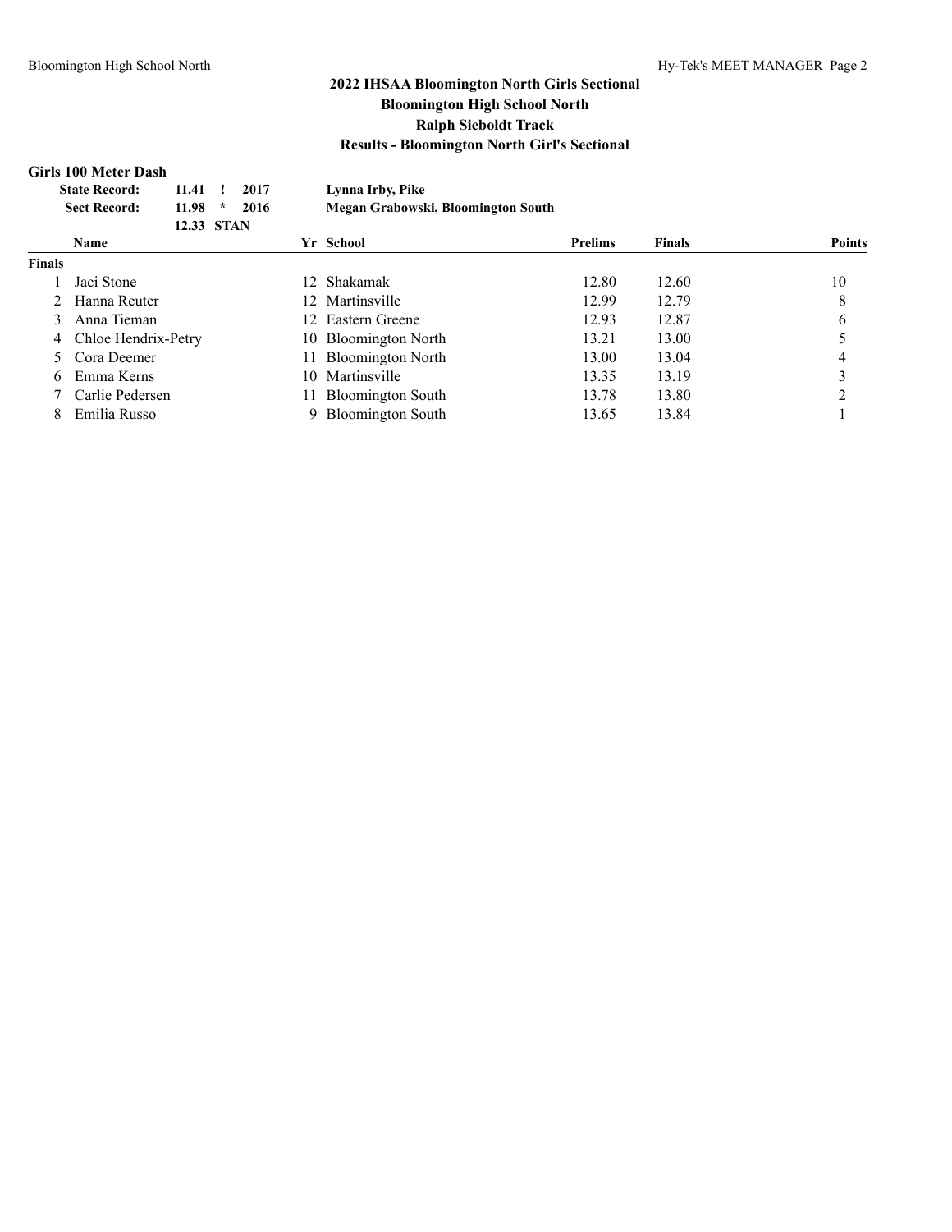## 2022 IHSAA Bloomington North Girls Sectional
## Bloomington High School North
## Ralph Sieboldt Track
## Results - Bloomington North Girl's Sectional

### Girls 100 Meter Dash

| | | | | |
|---|---|---|---|---|
| **State Record:** | **11.41** | **!** | **2017** | **Lynna Irby, Pike** |
| **Sect Record:** | **11.98** | **\*** | **2016** | **Megan Grabowski, Bloomington South** |
| | **12.33** | **STAN** | | |

| | Name | Yr | School | Prelims | Finals | Points |
|---|---|---|---|---|---|---|
| **Finals** | | | | | | |
| 1 | Jaci Stone | 12 | Shakamak | 12.80 | 12.60 | 10 |
| 2 | Hanna Reuter | 12 | Martinsville | 12.99 | 12.79 | 8 |
| 3 | Anna Tieman | 12 | Eastern Greene | 12.93 | 12.87 | 6 |
| 4 | Chloe Hendrix-Petry | 10 | Bloomington North | 13.21 | 13.00 | 5 |
| 5 | Cora Deemer | 11 | Bloomington North | 13.00 | 13.04 | 4 |
| 6 | Emma Kerns | 10 | Martinsville | 13.35 | 13.19 | 3 |
| 7 | Carlie Pedersen | 11 | Bloomington South | 13.78 | 13.80 | 2 |
| 8 | Emilia Russo | 9 | Bloomington South | 13.65 | 13.84 | 1 |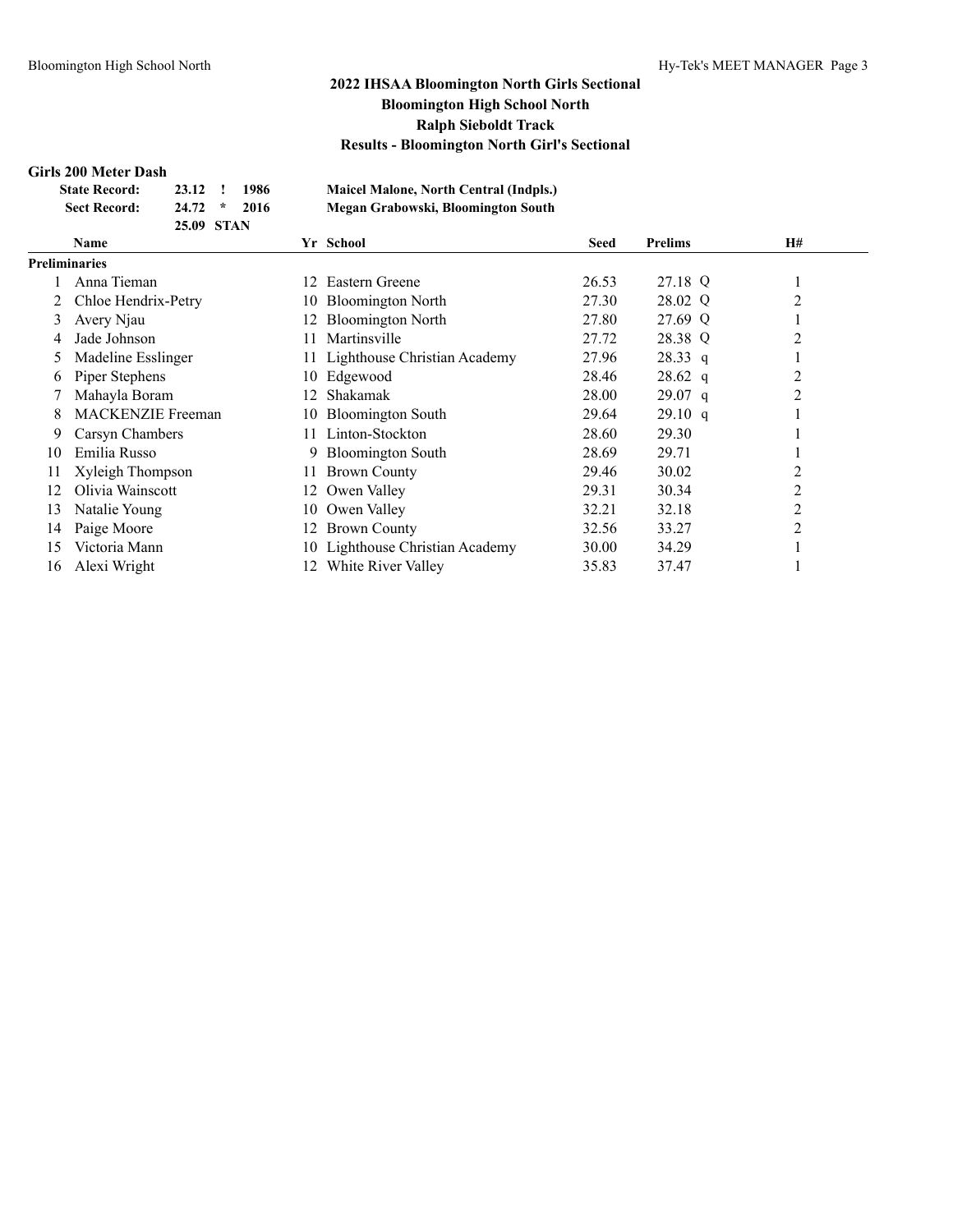# 2022 IHSAA Bloomington North Girls Sectional
## Bloomington High School North
## Ralph Sieboldt Track
## Results - Bloomington North Girl's Sectional

### Girls 200 Meter Dash

| | | | | |
|---|---|---|---|---|
| **State Record:** | **23.12** | **!** | **1986** | **Maicel Malone, North Central (Indpls.)** |
| **Sect Record:** | **24.72** | **\*** | **2016** | **Megan Grabowski, Bloomington South** |
| | **25.09** | **STAN** | | |

| | Name | Yr | School | Seed | Prelims | | H# |
|---|---|---|---|---|---|---|---|
| **Preliminaries** | | | | | | | |
| 1 | Anna Tieman | 12 | Eastern Greene | 26.53 | 27.18 | Q | 1 |
| 2 | Chloe Hendrix-Petry | 10 | Bloomington North | 27.30 | 28.02 | Q | 2 |
| 3 | Avery Njau | 12 | Bloomington North | 27.80 | 27.69 | Q | 1 |
| 4 | Jade Johnson | 11 | Martinsville | 27.72 | 28.38 | Q | 2 |
| 5 | Madeline Esslinger | 11 | Lighthouse Christian Academy | 27.96 | 28.33 | q | 1 |
| 6 | Piper Stephens | 10 | Edgewood | 28.46 | 28.62 | q | 2 |
| 7 | Mahayla Boram | 12 | Shakamak | 28.00 | 29.07 | q | 2 |
| 8 | MACKENZIE Freeman | 10 | Bloomington South | 29.64 | 29.10 | q | 1 |
| 9 | Carsyn Chambers | 11 | Linton-Stockton | 28.60 | 29.30 | | 1 |
| 10 | Emilia Russo | 9 | Bloomington South | 28.69 | 29.71 | | 1 |
| 11 | Xyleigh Thompson | 11 | Brown County | 29.46 | 30.02 | | 2 |
| 12 | Olivia Wainscott | 12 | Owen Valley | 29.31 | 30.34 | | 2 |
| 13 | Natalie Young | 10 | Owen Valley | 32.21 | 32.18 | | 2 |
| 14 | Paige Moore | 12 | Brown County | 32.56 | 33.27 | | 2 |
| 15 | Victoria Mann | 10 | Lighthouse Christian Academy | 30.00 | 34.29 | | 1 |
| 16 | Alexi Wright | 12 | White River Valley | 35.83 | 37.47 | | 1 |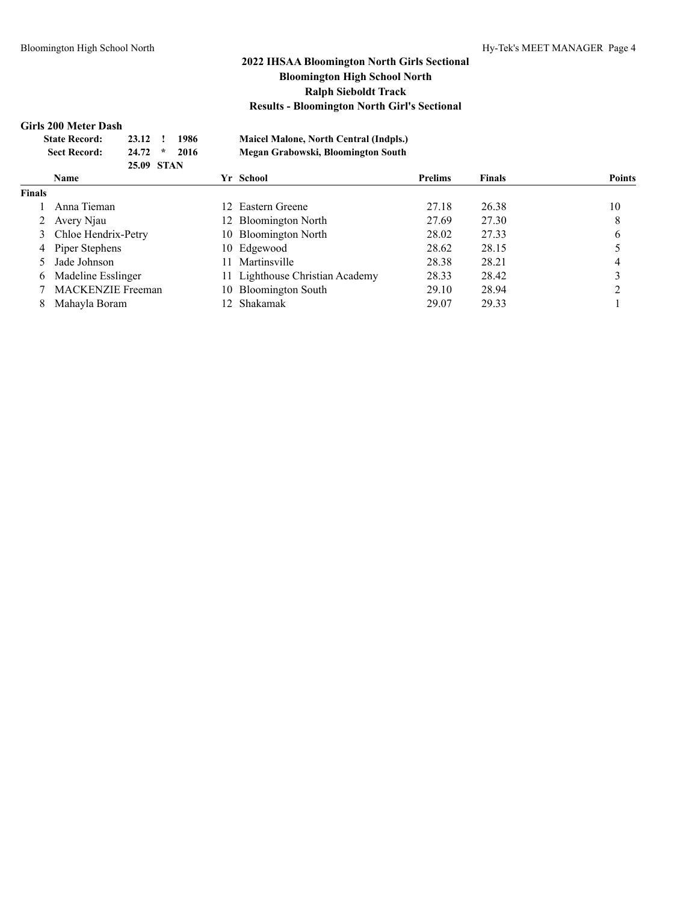# 2022 IHSAA Bloomington North Girls Sectional

## Bloomington High School North

## Ralph Sieboldt Track

## Results - Bloomington North Girl's Sectional

### Girls 200 Meter Dash

| | | | | |
|---|---|---|---|---|
| State Record: | 23.12 | ! | 1986 | Maicel Malone, North Central (Indpls.) |
| Sect Record: | 24.72 | * | 2016 | Megan Grabowski, Bloomington South |
| | 25.09 | STAN | | |

| | Name | Yr | School | Prelims | Finals | Points |
|---|---|---|---|---|---|---|
| **Finals** | | | | | | |
| 1 | Anna Tieman | 12 | Eastern Greene | 27.18 | 26.38 | 10 |
| 2 | Avery Njau | 12 | Bloomington North | 27.69 | 27.30 | 8 |
| 3 | Chloe Hendrix-Petry | 10 | Bloomington North | 28.02 | 27.33 | 6 |
| 4 | Piper Stephens | 10 | Edgewood | 28.62 | 28.15 | 5 |
| 5 | Jade Johnson | 11 | Martinsville | 28.38 | 28.21 | 4 |
| 6 | Madeline Esslinger | 11 | Lighthouse Christian Academy | 28.33 | 28.42 | 3 |
| 7 | MACKENZIE Freeman | 10 | Bloomington South | 29.10 | 28.94 | 2 |
| 8 | Mahayla Boram | 12 | Shakamak | 29.07 | 29.33 | 1 |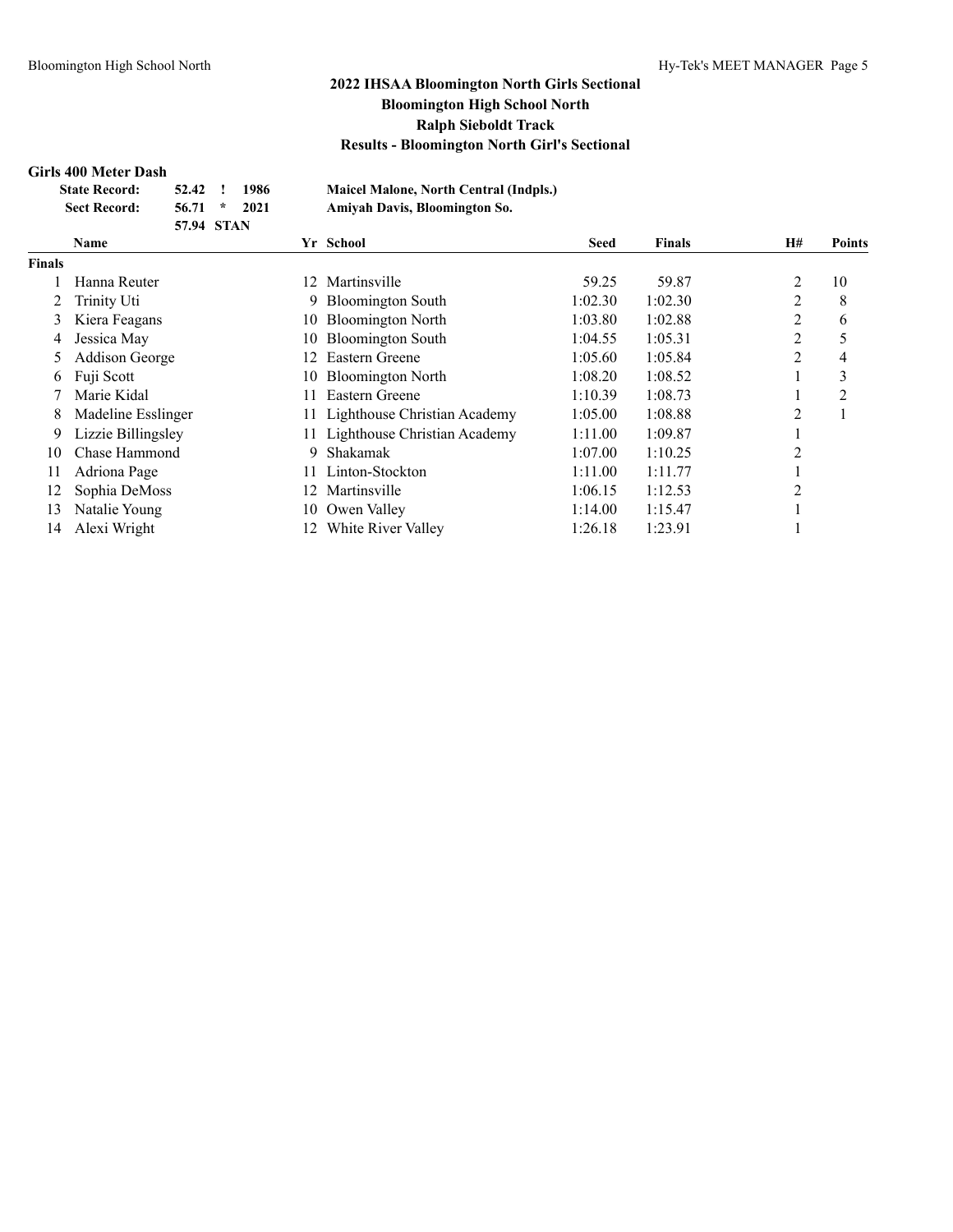## 2022 IHSAA Bloomington North Girls Sectional
## Bloomington High School North
## Ralph Sieboldt Track
## Results - Bloomington North Girl's Sectional

### Girls 400 Meter Dash

| | | | | |
|---|---|---|---|---|
| **State Record:** | **52.42** | **!** | **1986** | **Maicel Malone, North Central (Indpls.)** |
| **Sect Record:** | **56.71** | **\*** | **2021** | **Amiyah Davis, Bloomington So.** |
| | **57.94** | **STAN** | | |

| | Name | Yr | School | Seed | Finals | H# | Points |
|---|---|---|---|---|---|---|---|
| **Finals** | | | | | | | |
| 1 | Hanna Reuter | 12 | Martinsville | 59.25 | 59.87 | 2 | 10 |
| 2 | Trinity Uti | 9 | Bloomington South | 1:02.30 | 1:02.30 | 2 | 8 |
| 3 | Kiera Feagans | 10 | Bloomington North | 1:03.80 | 1:02.88 | 2 | 6 |
| 4 | Jessica May | 10 | Bloomington South | 1:04.55 | 1:05.31 | 2 | 5 |
| 5 | Addison George | 12 | Eastern Greene | 1:05.60 | 1:05.84 | 2 | 4 |
| 6 | Fuji Scott | 10 | Bloomington North | 1:08.20 | 1:08.52 | 1 | 3 |
| 7 | Marie Kidal | 11 | Eastern Greene | 1:10.39 | 1:08.73 | 1 | 2 |
| 8 | Madeline Esslinger | 11 | Lighthouse Christian Academy | 1:05.00 | 1:08.88 | 2 | 1 |
| 9 | Lizzie Billingsley | 11 | Lighthouse Christian Academy | 1:11.00 | 1:09.87 | 1 | |
| 10 | Chase Hammond | 9 | Shakamak | 1:07.00 | 1:10.25 | 2 | |
| 11 | Adriona Page | 11 | Linton-Stockton | 1:11.00 | 1:11.77 | 1 | |
| 12 | Sophia DeMoss | 12 | Martinsville | 1:06.15 | 1:12.53 | 2 | |
| 13 | Natalie Young | 10 | Owen Valley | 1:14.00 | 1:15.47 | 1 | |
| 14 | Alexi Wright | 12 | White River Valley | 1:26.18 | 1:23.91 | 1 | |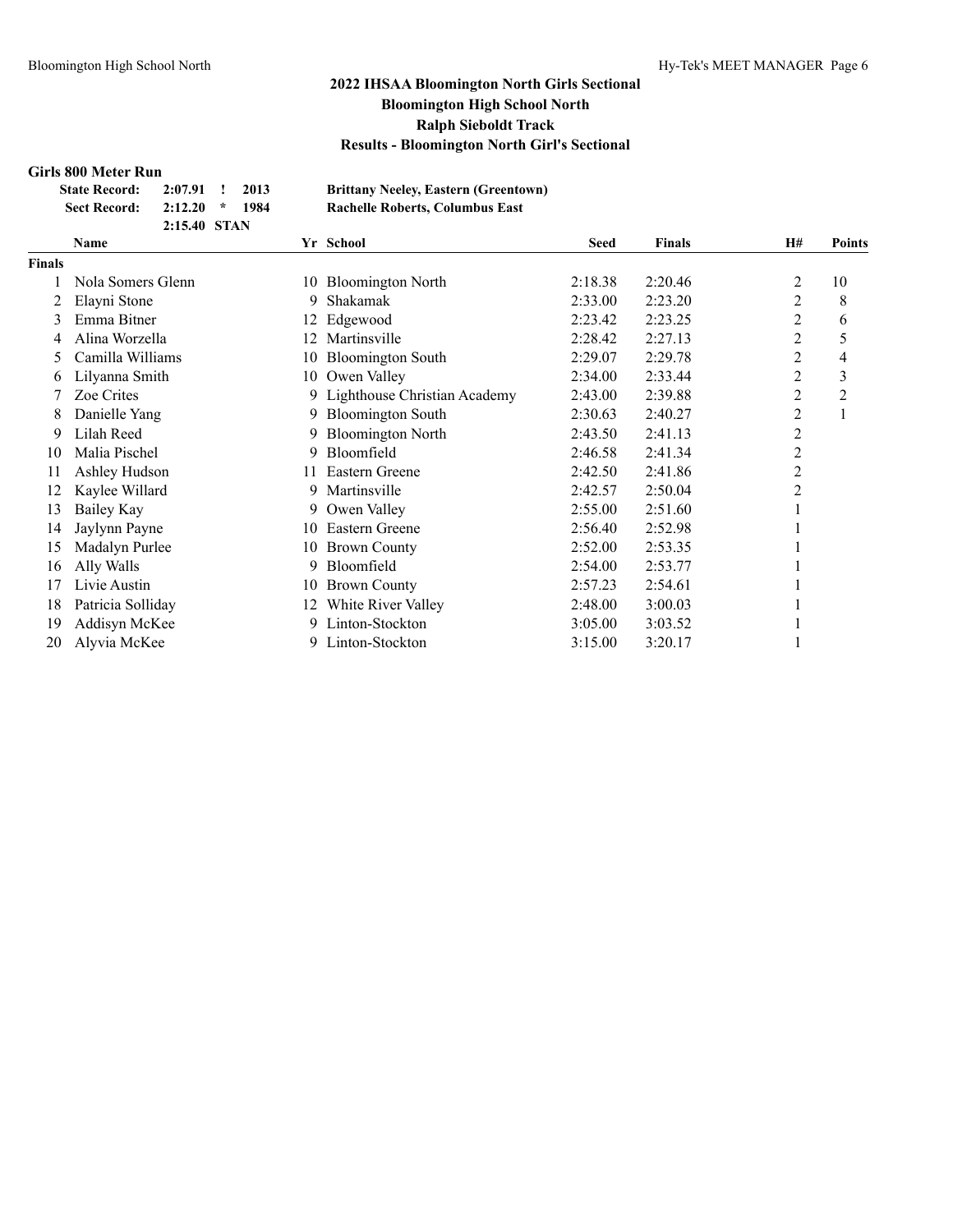# 2022 IHSAA Bloomington North Girls Sectional
## Bloomington High School North
## Ralph Sieboldt Track
## Results - Bloomington North Girl's Sectional

### Girls 800 Meter Run

| | | | | |
|---|---|---|---|---|
| **State Record:** | **2:07.91** | **!** | **2013** | **Brittany Neeley, Eastern (Greentown)** |
| **Sect Record:** | **2:12.20** | ***** | **1984** | **Rachelle Roberts, Columbus East** |
| | **2:15.40** | **STAN** | | |

| | Name | Yr | School | Seed | Finals | H# | Points |
|---|---|---|---|---|---|---|---|
| **Finals** | | | | | | | |
| 1 | Nola Somers Glenn | 10 | Bloomington North | 2:18.38 | 2:20.46 | 2 | 10 |
| 2 | Elayni Stone | 9 | Shakamak | 2:33.00 | 2:23.20 | 2 | 8 |
| 3 | Emma Bitner | 12 | Edgewood | 2:23.42 | 2:23.25 | 2 | 6 |
| 4 | Alina Worzella | 12 | Martinsville | 2:28.42 | 2:27.13 | 2 | 5 |
| 5 | Camilla Williams | 10 | Bloomington South | 2:29.07 | 2:29.78 | 2 | 4 |
| 6 | Lilyanna Smith | 10 | Owen Valley | 2:34.00 | 2:33.44 | 2 | 3 |
| 7 | Zoe Crites | 9 | Lighthouse Christian Academy | 2:43.00 | 2:39.88 | 2 | 2 |
| 8 | Danielle Yang | 9 | Bloomington South | 2:30.63 | 2:40.27 | 2 | 1 |
| 9 | Lilah Reed | 9 | Bloomington North | 2:43.50 | 2:41.13 | 2 | |
| 10 | Malia Pischel | 9 | Bloomfield | 2:46.58 | 2:41.34 | 2 | |
| 11 | Ashley Hudson | 11 | Eastern Greene | 2:42.50 | 2:41.86 | 2 | |
| 12 | Kaylee Willard | 9 | Martinsville | 2:42.57 | 2:50.04 | 2 | |
| 13 | Bailey Kay | 9 | Owen Valley | 2:55.00 | 2:51.60 | 1 | |
| 14 | Jaylynn Payne | 10 | Eastern Greene | 2:56.40 | 2:52.98 | 1 | |
| 15 | Madalyn Purlee | 10 | Brown County | 2:52.00 | 2:53.35 | 1 | |
| 16 | Ally Walls | 9 | Bloomfield | 2:54.00 | 2:53.77 | 1 | |
| 17 | Livie Austin | 10 | Brown County | 2:57.23 | 2:54.61 | 1 | |
| 18 | Patricia Solliday | 12 | White River Valley | 2:48.00 | 3:00.03 | 1 | |
| 19 | Addisyn McKee | 9 | Linton-Stockton | 3:05.00 | 3:03.52 | 1 | |
| 20 | Alyvia McKee | 9 | Linton-Stockton | 3:15.00 | 3:20.17 | 1 | |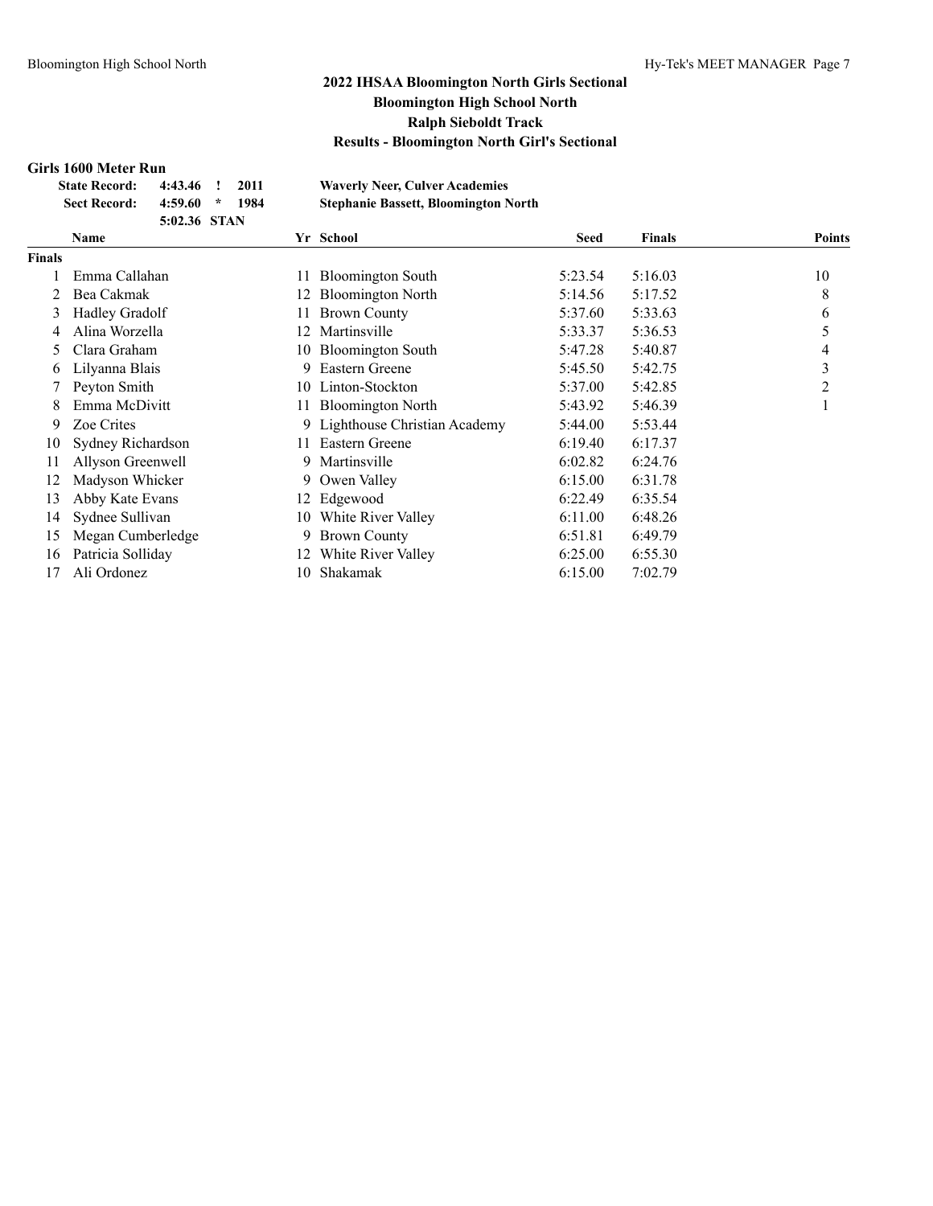# 2022 IHSAA Bloomington North Girls Sectional
## Bloomington High School North
## Ralph Sieboldt Track
## Results - Bloomington North Girl's Sectional

### Girls 1600 Meter Run

| | | | | |
|---|---|---|---|---|
| State Record: | 4:43.46 | ! | 2011 | Waverly Neer, Culver Academies |
| Sect Record: | 4:59.60 | * | 1984 | Stephanie Bassett, Bloomington North |
| | 5:02.36 | STAN | | |

| | Name | Yr | School | Seed | Finals | Points |
|---|---|---|---|---|---|---|
| **Finals** | | | | | | |
| 1 | Emma Callahan | 11 | Bloomington South | 5:23.54 | 5:16.03 | 10 |
| 2 | Bea Cakmak | 12 | Bloomington North | 5:14.56 | 5:17.52 | 8 |
| 3 | Hadley Gradolf | 11 | Brown County | 5:37.60 | 5:33.63 | 6 |
| 4 | Alina Worzella | 12 | Martinsville | 5:33.37 | 5:36.53 | 5 |
| 5 | Clara Graham | 10 | Bloomington South | 5:47.28 | 5:40.87 | 4 |
| 6 | Lilyanna Blais | 9 | Eastern Greene | 5:45.50 | 5:42.75 | 3 |
| 7 | Peyton Smith | 10 | Linton-Stockton | 5:37.00 | 5:42.85 | 2 |
| 8 | Emma McDivitt | 11 | Bloomington North | 5:43.92 | 5:46.39 | 1 |
| 9 | Zoe Crites | 9 | Lighthouse Christian Academy | 5:44.00 | 5:53.44 | |
| 10 | Sydney Richardson | 11 | Eastern Greene | 6:19.40 | 6:17.37 | |
| 11 | Allyson Greenwell | 9 | Martinsville | 6:02.82 | 6:24.76 | |
| 12 | Madyson Whicker | 9 | Owen Valley | 6:15.00 | 6:31.78 | |
| 13 | Abby Kate Evans | 12 | Edgewood | 6:22.49 | 6:35.54 | |
| 14 | Sydnee Sullivan | 10 | White River Valley | 6:11.00 | 6:48.26 | |
| 15 | Megan Cumberledge | 9 | Brown County | 6:51.81 | 6:49.79 | |
| 16 | Patricia Solliday | 12 | White River Valley | 6:25.00 | 6:55.30 | |
| 17 | Ali Ordonez | 10 | Shakamak | 6:15.00 | 7:02.79 | |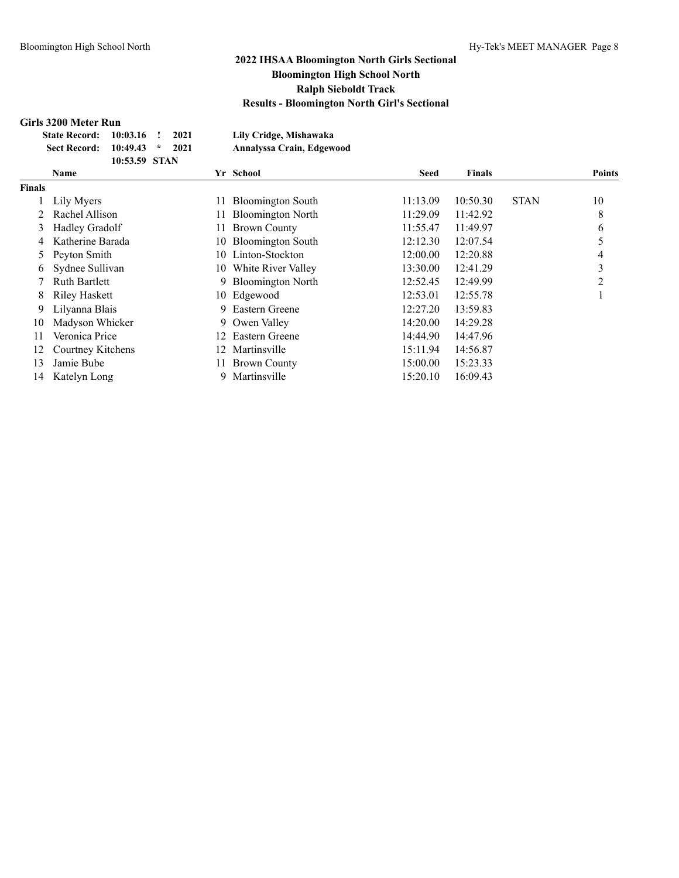# 2022 IHSAA Bloomington North Girls Sectional
## Bloomington High School North
## Ralph Sieboldt Track
## Results - Bloomington North Girl's Sectional

### Girls 3200 Meter Run

| | | | | |
|---|---|---|---|---|
| State Record: | 10:03.16 | ! | 2021 | Lily Cridge, Mishawaka |
| Sect Record: | 10:49.43 | * | 2021 | Annalyssa Crain, Edgewood |
| | 10:53.59 | STAN | | |

| | Name | Yr | School | Seed | Finals | | Points |
|---|---|---|---|---|---|---|---|
| **Finals** | | | | | | | |
| 1 | Lily Myers | 11 | Bloomington South | 11:13.09 | 10:50.30 | STAN | 10 |
| 2 | Rachel Allison | 11 | Bloomington North | 11:29.09 | 11:42.92 | | 8 |
| 3 | Hadley Gradolf | 11 | Brown County | 11:55.47 | 11:49.97 | | 6 |
| 4 | Katherine Barada | 10 | Bloomington South | 12:12.30 | 12:07.54 | | 5 |
| 5 | Peyton Smith | 10 | Linton-Stockton | 12:00.00 | 12:20.88 | | 4 |
| 6 | Sydnee Sullivan | 10 | White River Valley | 13:30.00 | 12:41.29 | | 3 |
| 7 | Ruth Bartlett | 9 | Bloomington North | 12:52.45 | 12:49.99 | | 2 |
| 8 | Riley Haskett | 10 | Edgewood | 12:53.01 | 12:55.78 | | 1 |
| 9 | Lilyanna Blais | 9 | Eastern Greene | 12:27.20 | 13:59.83 | | |
| 10 | Madyson Whicker | 9 | Owen Valley | 14:20.00 | 14:29.28 | | |
| 11 | Veronica Price | 12 | Eastern Greene | 14:44.90 | 14:47.96 | | |
| 12 | Courtney Kitchens | 12 | Martinsville | 15:11.94 | 14:56.87 | | |
| 13 | Jamie Bube | 11 | Brown County | 15:00.00 | 15:23.33 | | |
| 14 | Katelyn Long | 9 | Martinsville | 15:20.10 | 16:09.43 | | |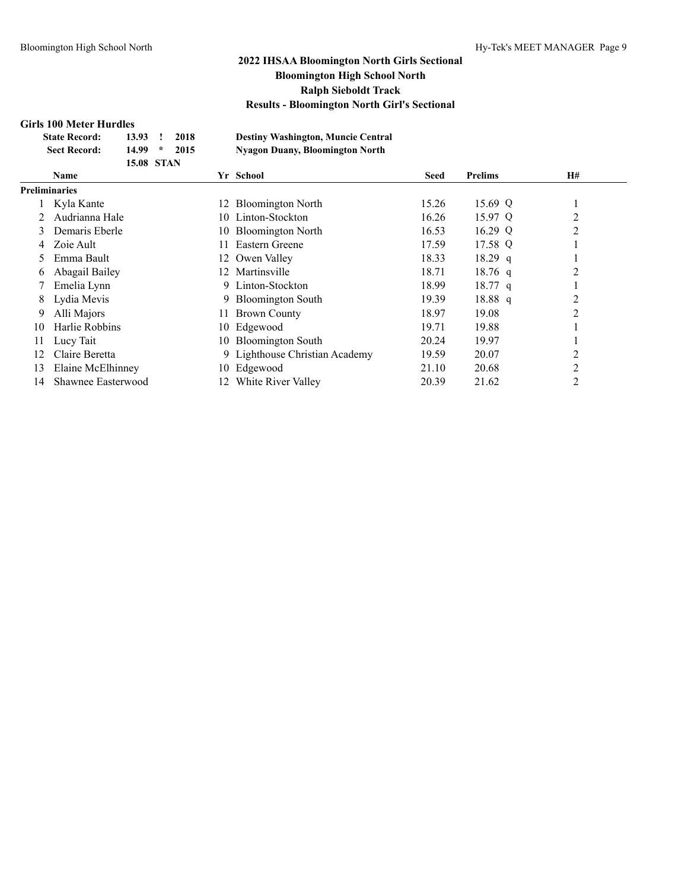# 2022 IHSAA Bloomington North Girls Sectional

## Bloomington High School North

## Ralph Sieboldt Track

## Results - Bloomington North Girl's Sectional

### Girls 100 Meter Hurdles

| | | | | |
|---|---|---|---|---|
| **State Record:** | 13.93 | ! | 2018 | **Destiny Washington, Muncie Central** |
| **Sect Record:** | 14.99 | * | 2015 | **Nyagon Duany, Bloomington North** |
| | 15.08 | STAN | | |

| | Name | Yr | School | Seed | Prelims | H# |
|---|---|---|---|---|---|---|
| **Preliminaries** | | | | | | |
| 1 | Kyla Kante | 12 | Bloomington North | 15.26 | 15.69 Q | 1 |
| 2 | Audrianna Hale | 10 | Linton-Stockton | 16.26 | 15.97 Q | 2 |
| 3 | Demaris Eberle | 10 | Bloomington North | 16.53 | 16.29 Q | 2 |
| 4 | Zoie Ault | 11 | Eastern Greene | 17.59 | 17.58 Q | 1 |
| 5 | Emma Bault | 12 | Owen Valley | 18.33 | 18.29 q | 1 |
| 6 | Abagail Bailey | 12 | Martinsville | 18.71 | 18.76 q | 2 |
| 7 | Emelia Lynn | 9 | Linton-Stockton | 18.99 | 18.77 q | 1 |
| 8 | Lydia Mevis | 9 | Bloomington South | 19.39 | 18.88 q | 2 |
| 9 | Alli Majors | 11 | Brown County | 18.97 | 19.08 | 2 |
| 10 | Harlie Robbins | 10 | Edgewood | 19.71 | 19.88 | 1 |
| 11 | Lucy Tait | 10 | Bloomington South | 20.24 | 19.97 | 1 |
| 12 | Claire Beretta | 9 | Lighthouse Christian Academy | 19.59 | 20.07 | 2 |
| 13 | Elaine McElhinney | 10 | Edgewood | 21.10 | 20.68 | 2 |
| 14 | Shawnee Easterwood | 12 | White River Valley | 20.39 | 21.62 | 2 |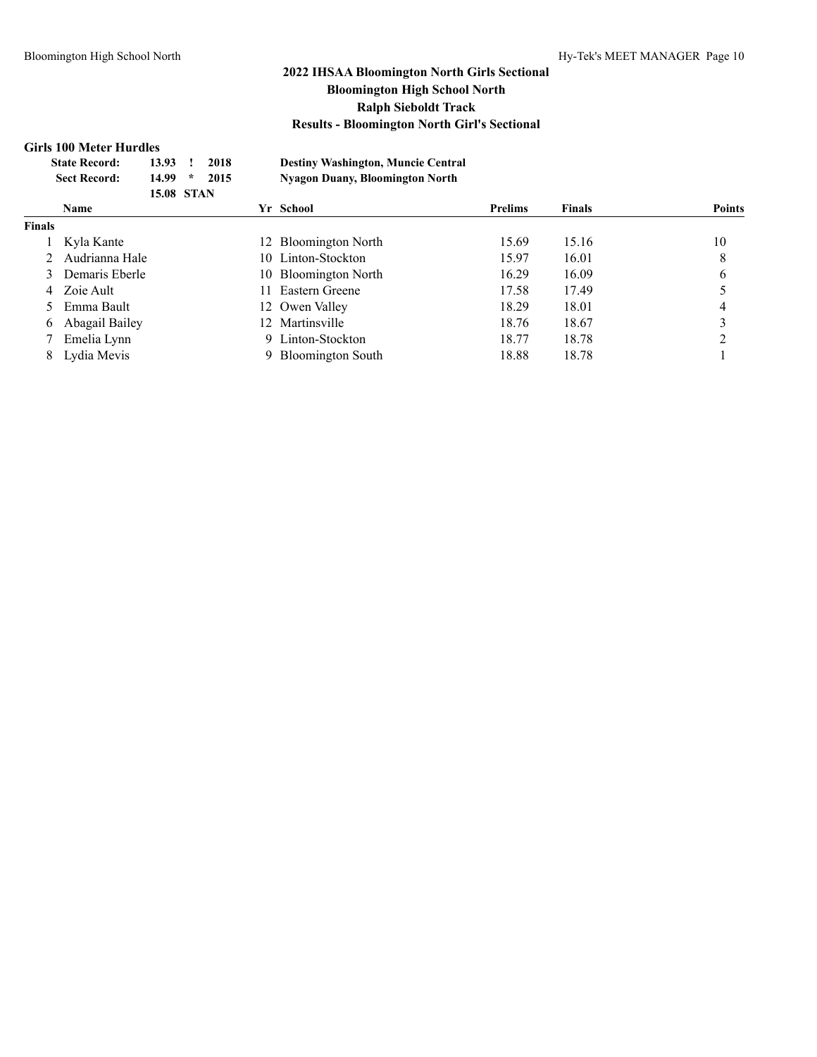# 2022 IHSAA Bloomington North Girls Sectional
## Bloomington High School North
## Ralph Sieboldt Track
## Results - Bloomington North Girl's Sectional

### Girls 100 Meter Hurdles

| | | | | |
|---|---|---|---|---|
| State Record: | 13.93 | ! | 2018 | Destiny Washington, Muncie Central |
| Sect Record: | 14.99 | * | 2015 | Nyagon Duany, Bloomington North |
| | 15.08 | STAN | | |

| | Name | Yr | School | Prelims | Finals | Points |
|---|---|---|---|---|---|---|
| **Finals** | | | | | | |
| 1 | Kyla Kante | 12 | Bloomington North | 15.69 | 15.16 | 10 |
| 2 | Audrianna Hale | 10 | Linton-Stockton | 15.97 | 16.01 | 8 |
| 3 | Demaris Eberle | 10 | Bloomington North | 16.29 | 16.09 | 6 |
| 4 | Zoie Ault | 11 | Eastern Greene | 17.58 | 17.49 | 5 |
| 5 | Emma Bault | 12 | Owen Valley | 18.29 | 18.01 | 4 |
| 6 | Abagail Bailey | 12 | Martinsville | 18.76 | 18.67 | 3 |
| 7 | Emelia Lynn | 9 | Linton-Stockton | 18.77 | 18.78 | 2 |
| 8 | Lydia Mevis | 9 | Bloomington South | 18.88 | 18.78 | 1 |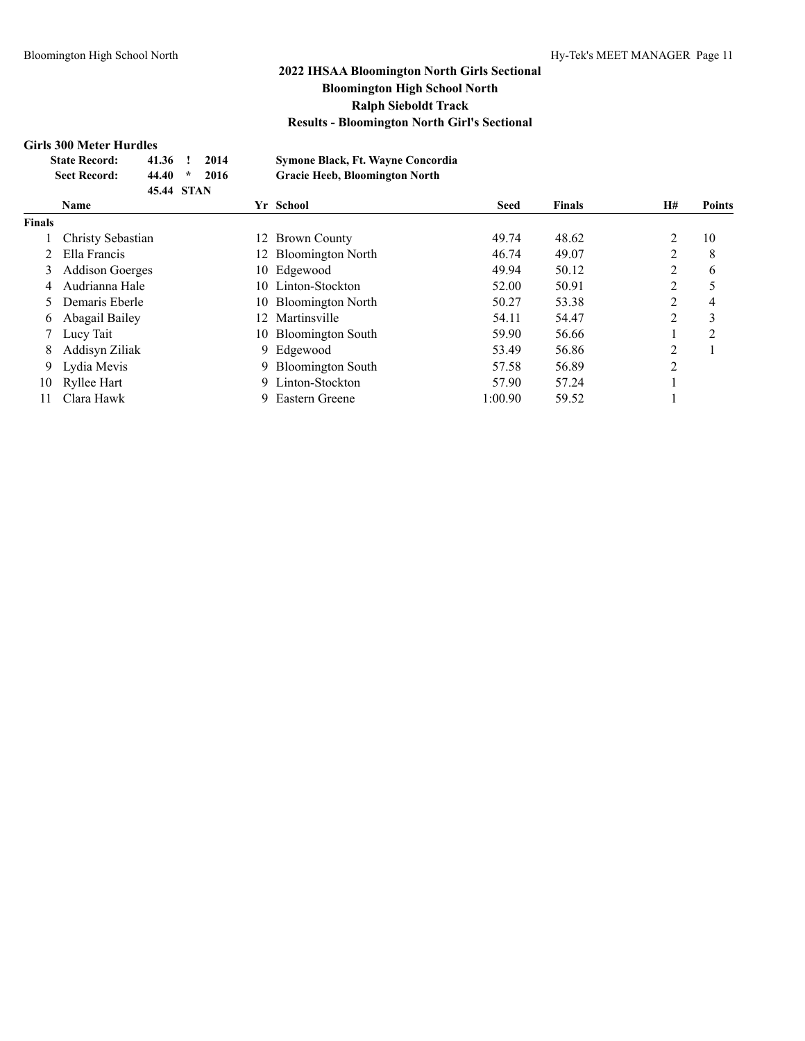# 2022 IHSAA Bloomington North Girls Sectional

## Bloomington High School North

## Ralph Sieboldt Track

## Results - Bloomington North Girl's Sectional

### Girls 300 Meter Hurdles

| | | | | |
|---|---|---|---|---|
| **State Record:** | **41.36** | **!** | **2014** | **Symone Black, Ft. Wayne Concordia** |
| **Sect Record:** | **44.40** | **\*** | **2016** | **Gracie Heeb, Bloomington North** |
| | **45.44** | **STAN** | | |

| | Name | Yr | School | Seed | Finals | H# | Points |
|---|---|---|---|---|---|---|---|
| **Finals** | | | | | | | |
| 1 | Christy Sebastian | 12 | Brown County | 49.74 | 48.62 | 2 | 10 |
| 2 | Ella Francis | 12 | Bloomington North | 46.74 | 49.07 | 2 | 8 |
| 3 | Addison Goerges | 10 | Edgewood | 49.94 | 50.12 | 2 | 6 |
| 4 | Audrianna Hale | 10 | Linton-Stockton | 52.00 | 50.91 | 2 | 5 |
| 5 | Demaris Eberle | 10 | Bloomington North | 50.27 | 53.38 | 2 | 4 |
| 6 | Abagail Bailey | 12 | Martinsville | 54.11 | 54.47 | 2 | 3 |
| 7 | Lucy Tait | 10 | Bloomington South | 59.90 | 56.66 | 1 | 2 |
| 8 | Addisyn Ziliak | 9 | Edgewood | 53.49 | 56.86 | 2 | 1 |
| 9 | Lydia Mevis | 9 | Bloomington South | 57.58 | 56.89 | 2 | |
| 10 | Ryllee Hart | 9 | Linton-Stockton | 57.90 | 57.24 | 1 | |
| 11 | Clara Hawk | 9 | Eastern Greene | 1:00.90 | 59.52 | 1 | |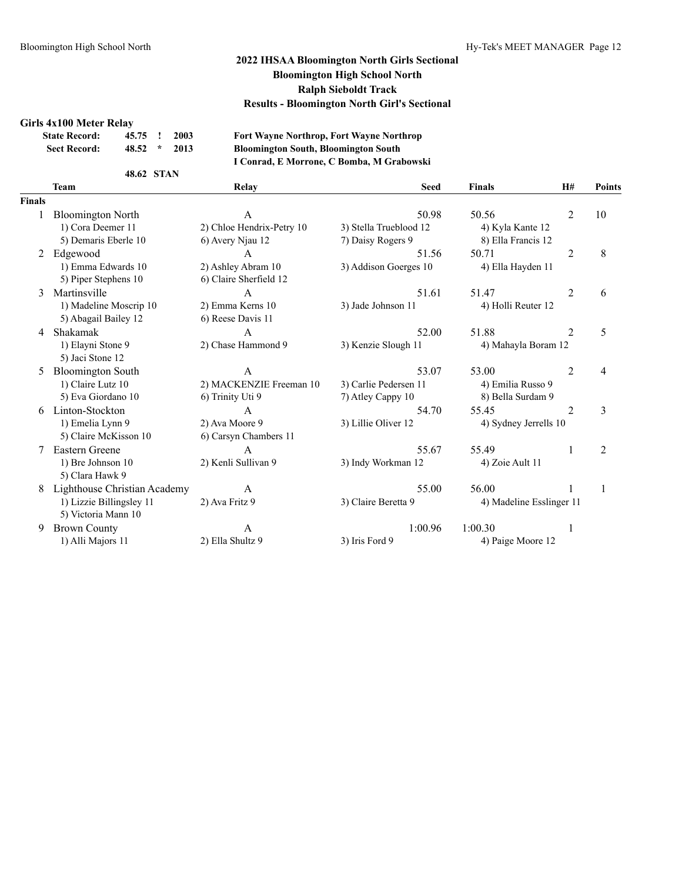## 2022 IHSAA Bloomington North Girls Sectional
## Bloomington High School North
## Ralph Sieboldt Track
## Results - Bloomington North Girl's Sectional

### Girls 4x100 Meter Relay

| | | | | |
|---|---|---|---|---|
| **State Record:** | **45.75** | **!** | **2003** | **Fort Wayne Northrop, Fort Wayne Northrop** |
| **Sect Record:** | **48.52** | **\*** | **2013** | **Bloomington South, Bloomington South** |
| | | | | **I Conrad, E Morrone, C Bomba, M Grabowski** |
| | **48.62** | **STAN** | | |

| | Team | Relay | Seed | Finals | H# | Points |
|---|---|---|---|---|---|---|
| **Finals** | | | | | | |
| 1 | Bloomington North | A | 50.98 | 50.56 | 2 | 10 |
| | 1) Cora Deemer 11 | 2) Chloe Hendrix-Petry 10 | 3) Stella Trueblood 12 | 4) Kyla Kante 12 | | |
| | 5) Demaris Eberle 10 | 6) Avery Njau 12 | 7) Daisy Rogers 9 | 8) Ella Francis 12 | | |
| 2 | Edgewood | A | 51.56 | 50.71 | 2 | 8 |
| | 1) Emma Edwards 10 | 2) Ashley Abram 10 | 3) Addison Goerges 10 | 4) Ella Hayden 11 | | |
| | 5) Piper Stephens 10 | 6) Claire Sherfield 12 | | | | |
| 3 | Martinsville | A | 51.61 | 51.47 | 2 | 6 |
| | 1) Madeline Moscrip 10 | 2) Emma Kerns 10 | 3) Jade Johnson 11 | 4) Holli Reuter 12 | | |
| | 5) Abagail Bailey 12 | 6) Reese Davis 11 | | | | |
| 4 | Shakamak | A | 52.00 | 51.88 | 2 | 5 |
| | 1) Elayni Stone 9 | 2) Chase Hammond 9 | 3) Kenzie Slough 11 | 4) Mahayla Boram 12 | | |
| | 5) Jaci Stone 12 | | | | | |
| 5 | Bloomington South | A | 53.07 | 53.00 | 2 | 4 |
| | 1) Claire Lutz 10 | 2) MACKENZIE Freeman 10 | 3) Carlie Pedersen 11 | 4) Emilia Russo 9 | | |
| | 5) Eva Giordano 10 | 6) Trinity Uti 9 | 7) Atley Cappy 10 | 8) Bella Surdam 9 | | |
| 6 | Linton-Stockton | A | 54.70 | 55.45 | 2 | 3 |
| | 1) Emelia Lynn 9 | 2) Ava Moore 9 | 3) Lillie Oliver 12 | 4) Sydney Jerrells 10 | | |
| | 5) Claire McKisson 10 | 6) Carsyn Chambers 11 | | | | |
| 7 | Eastern Greene | A | 55.67 | 55.49 | 1 | 2 |
| | 1) Bre Johnson 10 | 2) Kenli Sullivan 9 | 3) Indy Workman 12 | 4) Zoie Ault 11 | | |
| | 5) Clara Hawk 9 | | | | | |
| 8 | Lighthouse Christian Academy | A | 55.00 | 56.00 | 1 | 1 |
| | 1) Lizzie Billingsley 11 | 2) Ava Fritz 9 | 3) Claire Beretta 9 | 4) Madeline Esslinger 11 | | |
| | 5) Victoria Mann 10 | | | | | |
| 9 | Brown County | A | 1:00.96 | 1:00.30 | 1 | |
| | 1) Alli Majors 11 | 2) Ella Shultz 9 | 3) Iris Ford 9 | 4) Paige Moore 12 | | |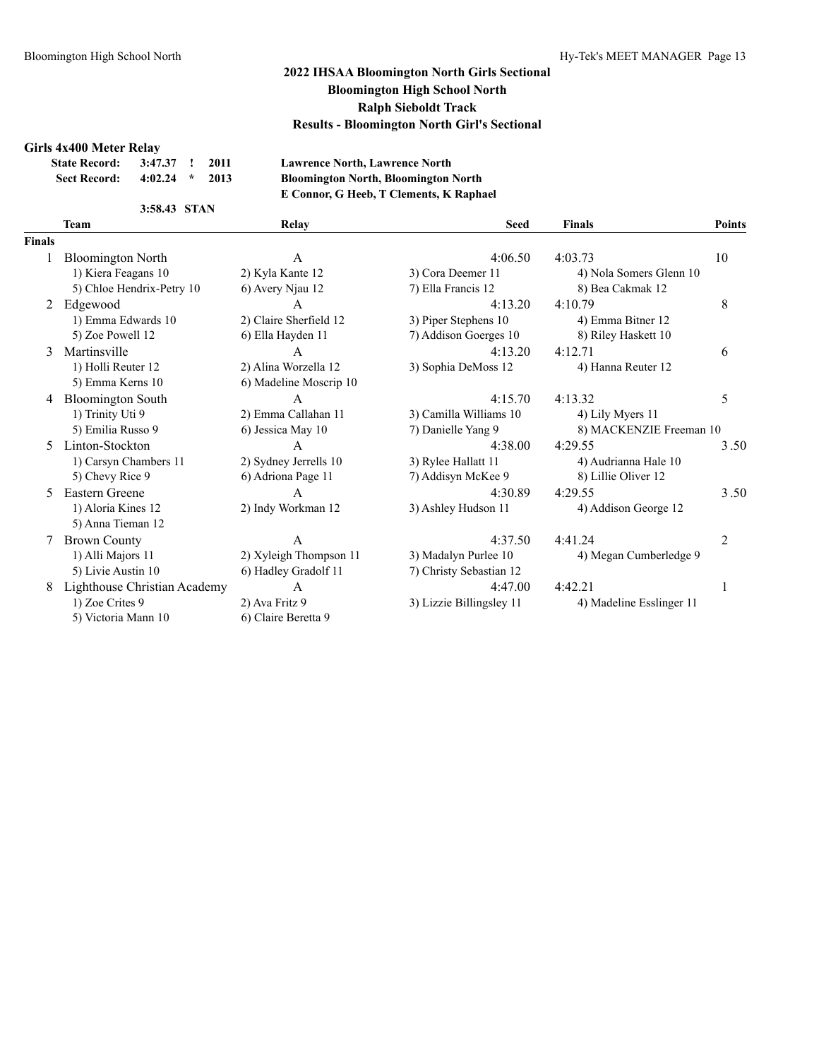## 2022 IHSAA Bloomington North Girls Sectional
## Bloomington High School North
## Ralph Sieboldt Track
## Results - Bloomington North Girl's Sectional

### Girls 4x400 Meter Relay

| | | | | |
|---|---|---|---|---|
| **State Record:** | 3:47.37 | ! | 2011 | **Lawrence North, Lawrence North** |
| **Sect Record:** | 4:02.24 | * | 2013 | **Bloomington North, Bloomington North** |
| | | | | **E Connor, G Heeb, T Clements, K Raphael** |
| | 3:58.43 | STAN | | |

**Finals**

| Place | Team | Relay | Seed | Finals | Points |
|---|---|---|---|---|---|
| 1 | Bloomington North | A | 4:06.50 | 4:03.73 | 10 |
| | 1) Kiera Feagans 10 | 2) Kyla Kante 12 | 3) Cora Deemer 11 | 4) Nola Somers Glenn 10 | |
| | 5) Chloe Hendrix-Petry 10 | 6) Avery Njau 12 | 7) Ella Francis 12 | 8) Bea Cakmak 12 | |
| 2 | Edgewood | A | 4:13.20 | 4:10.79 | 8 |
| | 1) Emma Edwards 10 | 2) Claire Sherfield 12 | 3) Piper Stephens 10 | 4) Emma Bitner 12 | |
| | 5) Zoe Powell 12 | 6) Ella Hayden 11 | 7) Addison Goerges 10 | 8) Riley Haskett 10 | |
| 3 | Martinsville | A | 4:13.20 | 4:12.71 | 6 |
| | 1) Holli Reuter 12 | 2) Alina Worzella 12 | 3) Sophia DeMoss 12 | 4) Hanna Reuter 12 | |
| | 5) Emma Kerns 10 | 6) Madeline Moscrip 10 | | | |
| 4 | Bloomington South | A | 4:15.70 | 4:13.32 | 5 |
| | 1) Trinity Uti 9 | 2) Emma Callahan 11 | 3) Camilla Williams 10 | 4) Lily Myers 11 | |
| | 5) Emilia Russo 9 | 6) Jessica May 10 | 7) Danielle Yang 9 | 8) MACKENZIE Freeman 10 | |
| 5 | Linton-Stockton | A | 4:38.00 | 4:29.55 | 3.50 |
| | 1) Carsyn Chambers 11 | 2) Sydney Jerrells 10 | 3) Rylee Hallatt 11 | 4) Audrianna Hale 10 | |
| | 5) Chevy Rice 9 | 6) Adriona Page 11 | 7) Addisyn McKee 9 | 8) Lillie Oliver 12 | |
| 5 | Eastern Greene | A | 4:30.89 | 4:29.55 | 3.50 |
| | 1) Aloria Kines 12 | 2) Indy Workman 12 | 3) Ashley Hudson 11 | 4) Addison George 12 | |
| | 5) Anna Tieman 12 | | | | |
| 7 | Brown County | A | 4:37.50 | 4:41.24 | 2 |
| | 1) Alli Majors 11 | 2) Xyleigh Thompson 11 | 3) Madalyn Purlee 10 | 4) Megan Cumberledge 9 | |
| | 5) Livie Austin 10 | 6) Hadley Gradolf 11 | 7) Christy Sebastian 12 | | |
| 8 | Lighthouse Christian Academy | A | 4:47.00 | 4:42.21 | 1 |
| | 1) Zoe Crites 9 | 2) Ava Fritz 9 | 3) Lizzie Billingsley 11 | 4) Madeline Esslinger 11 | |
| | 5) Victoria Mann 10 | 6) Claire Beretta 9 | | | |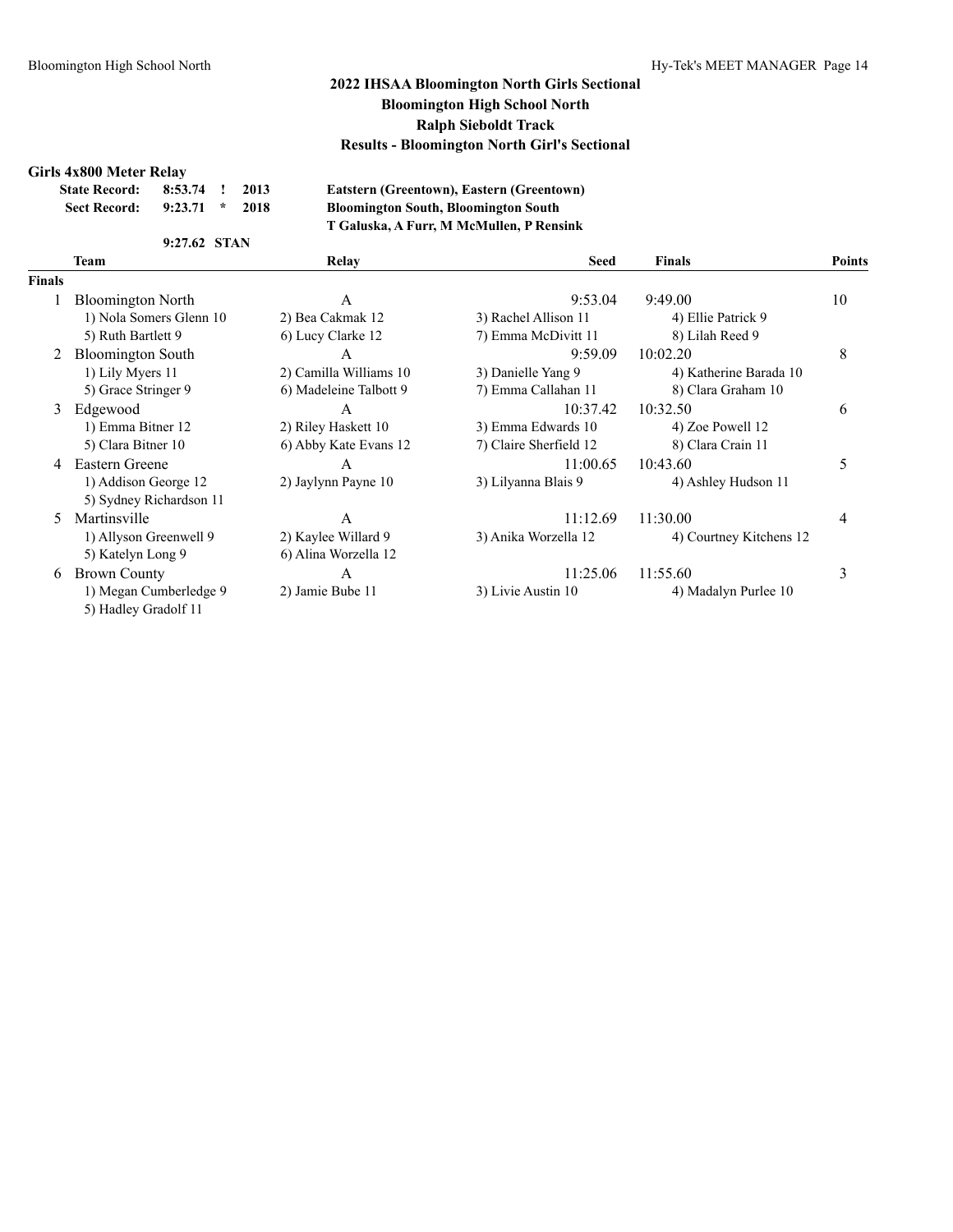## 2022 IHSAA Bloomington North Girls Sectional
## Bloomington High School North
## Ralph Sieboldt Track
## Results - Bloomington North Girl's Sectional

### Girls 4x800 Meter Relay

| | | | | |
|---|---|---|---|---|
| **State Record:** | **8:53.74** | **!** | **2013** | **Eatstern (Greentown), Eastern (Greentown)** |
| **Sect Record:** | **9:23.71** | **\*** | **2018** | **Bloomington South, Bloomington South** |
| | | | | **T Galuska, A Furr, M McMullen, P Rensink** |
| | **9:27.62** | **STAN** | | |

| | Team | Relay | Seed | Finals | Points |
|---|---|---|---|---|---|
| **Finals** | | | | | |
| 1 | Bloomington North | A | 9:53.04 | 9:49.00 | 10 |
| | 1) Nola Somers Glenn 10 | 2) Bea Cakmak 12 | 3) Rachel Allison 11 | 4) Ellie Patrick 9 | |
| | 5) Ruth Bartlett 9 | 6) Lucy Clarke 12 | 7) Emma McDivitt 11 | 8) Lilah Reed 9 | |
| 2 | Bloomington South | A | 9:59.09 | 10:02.20 | 8 |
| | 1) Lily Myers 11 | 2) Camilla Williams 10 | 3) Danielle Yang 9 | 4) Katherine Barada 10 | |
| | 5) Grace Stringer 9 | 6) Madeleine Talbott 9 | 7) Emma Callahan 11 | 8) Clara Graham 10 | |
| 3 | Edgewood | A | 10:37.42 | 10:32.50 | 6 |
| | 1) Emma Bitner 12 | 2) Riley Haskett 10 | 3) Emma Edwards 10 | 4) Zoe Powell 12 | |
| | 5) Clara Bitner 10 | 6) Abby Kate Evans 12 | 7) Claire Sherfield 12 | 8) Clara Crain 11 | |
| 4 | Eastern Greene | A | 11:00.65 | 10:43.60 | 5 |
| | 1) Addison George 12 | 2) Jaylynn Payne 10 | 3) Lilyanna Blais 9 | 4) Ashley Hudson 11 | |
| | 5) Sydney Richardson 11 | | | | |
| 5 | Martinsville | A | 11:12.69 | 11:30.00 | 4 |
| | 1) Allyson Greenwell 9 | 2) Kaylee Willard 9 | 3) Anika Worzella 12 | 4) Courtney Kitchens 12 | |
| | 5) Katelyn Long 9 | 6) Alina Worzella 12 | | | |
| 6 | Brown County | A | 11:25.06 | 11:55.60 | 3 |
| | 1) Megan Cumberledge 9 | 2) Jamie Bube 11 | 3) Livie Austin 10 | 4) Madalyn Purlee 10 | |
| | 5) Hadley Gradolf 11 | | | | |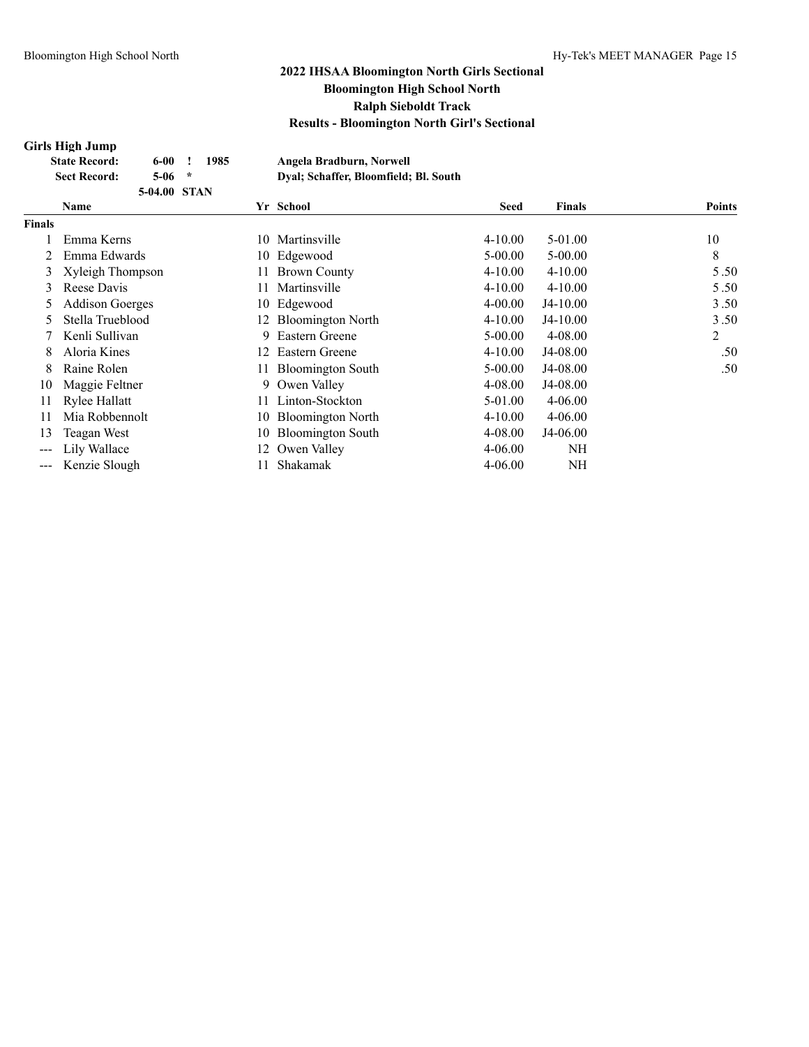# 2022 IHSAA Bloomington North Girls Sectional
## Bloomington High School North
## Ralph Sieboldt Track
## Results - Bloomington North Girl's Sectional

### Girls High Jump

| | | | | |
|---|---|---|---|---|
| **State Record:** | **6-00** | **!** | **1985** | **Angela Bradburn, Norwell** |
| **Sect Record:** | **5-06** | ***** | | **Dyal; Schaffer, Bloomfield; Bl. South** |
| | **5-04.00** | **STAN** | | |

| | Name | Yr | School | Seed | Finals | Points |
|---|---|---|---|---|---|---|
| **Finals** | | | | | | |
| 1 | Emma Kerns | 10 | Martinsville | 4-10.00 | 5-01.00 | 10 |
| 2 | Emma Edwards | 10 | Edgewood | 5-00.00 | 5-00.00 | 8 |
| 3 | Xyleigh Thompson | 11 | Brown County | 4-10.00 | 4-10.00 | 5.50 |
| 3 | Reese Davis | 11 | Martinsville | 4-10.00 | 4-10.00 | 5.50 |
| 5 | Addison Goerges | 10 | Edgewood | 4-00.00 | J4-10.00 | 3.50 |
| 5 | Stella Trueblood | 12 | Bloomington North | 4-10.00 | J4-10.00 | 3.50 |
| 7 | Kenli Sullivan | 9 | Eastern Greene | 5-00.00 | 4-08.00 | 2 |
| 8 | Aloria Kines | 12 | Eastern Greene | 4-10.00 | J4-08.00 | .50 |
| 8 | Raine Rolen | 11 | Bloomington South | 5-00.00 | J4-08.00 | .50 |
| 10 | Maggie Feltner | 9 | Owen Valley | 4-08.00 | J4-08.00 | |
| 11 | Rylee Hallatt | 11 | Linton-Stockton | 5-01.00 | 4-06.00 | |
| 11 | Mia Robbennolt | 10 | Bloomington North | 4-10.00 | 4-06.00 | |
| 13 | Teagan West | 10 | Bloomington South | 4-08.00 | J4-06.00 | |
| --- | Lily Wallace | 12 | Owen Valley | 4-06.00 | NH | |
| --- | Kenzie Slough | 11 | Shakamak | 4-06.00 | NH | |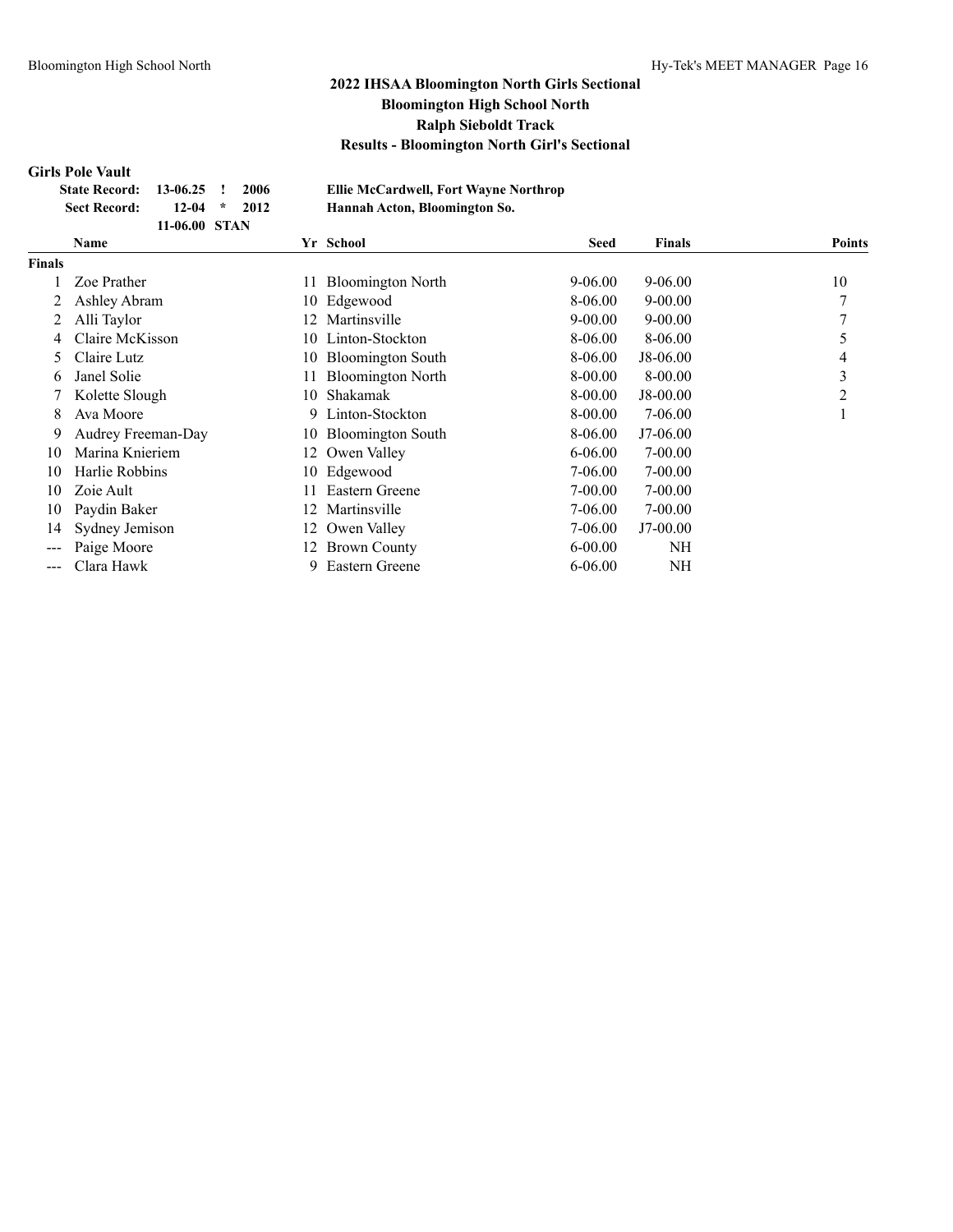# 2022 IHSAA Bloomington North Girls Sectional
## Bloomington High School North
## Ralph Sieboldt Track
## Results - Bloomington North Girl's Sectional

### Girls Pole Vault

| | | | | |
|---|---|---|---|---|
| **State Record:** | **13-06.25** | **!** | **2006** | **Ellie McCardwell, Fort Wayne Northrop** |
| **Sect Record:** | **12-04** | **\*** | **2012** | **Hannah Acton, Bloomington So.** |
| | **11-06.00** | **STAN** | | |

| | Name | Yr | School | Seed | Finals | Points |
|---|---|---|---|---|---|---|
| **Finals** | | | | | | |
| 1 | Zoe Prather | 11 | Bloomington North | 9-06.00 | 9-06.00 | 10 |
| 2 | Ashley Abram | 10 | Edgewood | 8-06.00 | 9-00.00 | 7 |
| 2 | Alli Taylor | 12 | Martinsville | 9-00.00 | 9-00.00 | 7 |
| 4 | Claire McKisson | 10 | Linton-Stockton | 8-06.00 | 8-06.00 | 5 |
| 5 | Claire Lutz | 10 | Bloomington South | 8-06.00 | J8-06.00 | 4 |
| 6 | Janel Solie | 11 | Bloomington North | 8-00.00 | 8-00.00 | 3 |
| 7 | Kolette Slough | 10 | Shakamak | 8-00.00 | J8-00.00 | 2 |
| 8 | Ava Moore | 9 | Linton-Stockton | 8-00.00 | 7-06.00 | 1 |
| 9 | Audrey Freeman-Day | 10 | Bloomington South | 8-06.00 | J7-06.00 | |
| 10 | Marina Knieriem | 12 | Owen Valley | 6-06.00 | 7-00.00 | |
| 10 | Harlie Robbins | 10 | Edgewood | 7-06.00 | 7-00.00 | |
| 10 | Zoie Ault | 11 | Eastern Greene | 7-00.00 | 7-00.00 | |
| 10 | Paydin Baker | 12 | Martinsville | 7-06.00 | 7-00.00 | |
| 14 | Sydney Jemison | 12 | Owen Valley | 7-06.00 | J7-00.00 | |
| --- | Paige Moore | 12 | Brown County | 6-00.00 | NH | |
| --- | Clara Hawk | 9 | Eastern Greene | 6-06.00 | NH | |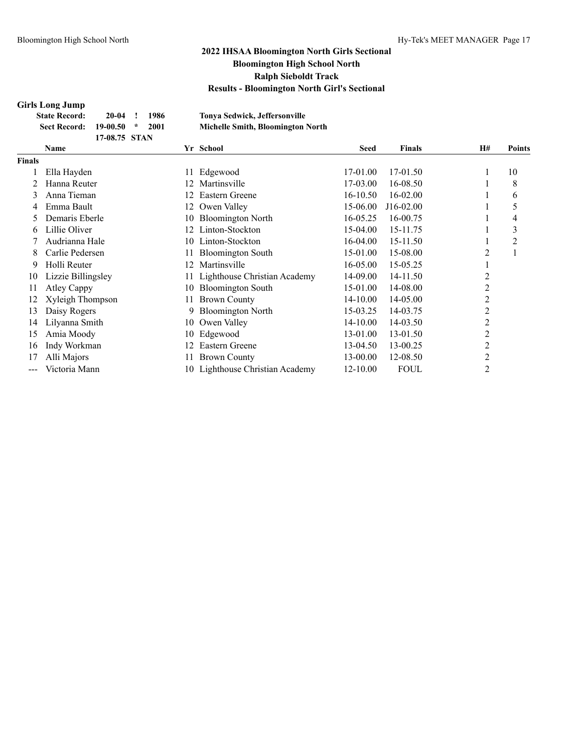# 2022 IHSAA Bloomington North Girls Sectional
## Bloomington High School North
## Ralph Sieboldt Track
## Results - Bloomington North Girl's Sectional

### Girls Long Jump

**State Record:** 20-04 ! 1986 **Tonya Sedwick, Jeffersonville**
**Sect Record:** 19-00.50 * 2001 **Michelle Smith, Bloomington North**
17-08.75 STAN

| | Name | Yr | School | Seed | Finals | H# | Points |
|---|---|---|---|---|---|---|---|
| **Finals** | | | | | | | |
| 1 | Ella Hayden | 11 | Edgewood | 17-01.00 | 17-01.50 | 1 | 10 |
| 2 | Hanna Reuter | 12 | Martinsville | 17-03.00 | 16-08.50 | 1 | 8 |
| 3 | Anna Tieman | 12 | Eastern Greene | 16-10.50 | 16-02.00 | 1 | 6 |
| 4 | Emma Bault | 12 | Owen Valley | 15-06.00 | J16-02.00 | 1 | 5 |
| 5 | Demaris Eberle | 10 | Bloomington North | 16-05.25 | 16-00.75 | 1 | 4 |
| 6 | Lillie Oliver | 12 | Linton-Stockton | 15-04.00 | 15-11.75 | 1 | 3 |
| 7 | Audrianna Hale | 10 | Linton-Stockton | 16-04.00 | 15-11.50 | 1 | 2 |
| 8 | Carlie Pedersen | 11 | Bloomington South | 15-01.00 | 15-08.00 | 2 | 1 |
| 9 | Holli Reuter | 12 | Martinsville | 16-05.00 | 15-05.25 | 1 | |
| 10 | Lizzie Billingsley | 11 | Lighthouse Christian Academy | 14-09.00 | 14-11.50 | 2 | |
| 11 | Atley Cappy | 10 | Bloomington South | 15-01.00 | 14-08.00 | 2 | |
| 12 | Xyleigh Thompson | 11 | Brown County | 14-10.00 | 14-05.00 | 2 | |
| 13 | Daisy Rogers | 9 | Bloomington North | 15-03.25 | 14-03.75 | 2 | |
| 14 | Lilyanna Smith | 10 | Owen Valley | 14-10.00 | 14-03.50 | 2 | |
| 15 | Amia Moody | 10 | Edgewood | 13-01.00 | 13-01.50 | 2 | |
| 16 | Indy Workman | 12 | Eastern Greene | 13-04.50 | 13-00.25 | 2 | |
| 17 | Alli Majors | 11 | Brown County | 13-00.00 | 12-08.50 | 2 | |
| --- | Victoria Mann | 10 | Lighthouse Christian Academy | 12-10.00 | FOUL | 2 | |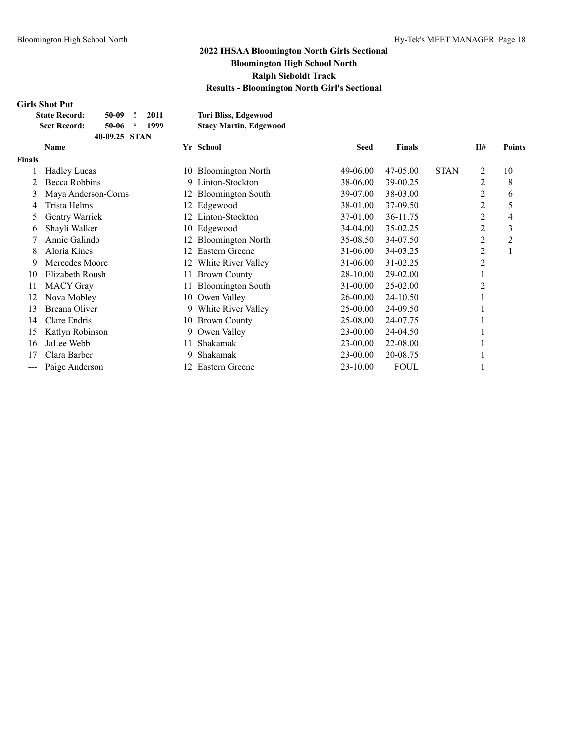# 2022 IHSAA Bloomington North Girls Sectional
## Bloomington High School North
## Ralph Sieboldt Track
## Results - Bloomington North Girl's Sectional

### Girls Shot Put

| | | | | |
|---|---|---|---|---|
| State Record: | 50-09 | ! | 2011 | Tori Bliss, Edgewood |
| Sect Record: | 50-06 | * | 1999 | Stacy Martin, Edgewood |
| | 40-09.25 | STAN | | |

| | Name | Yr | School | Seed | Finals | | H# | Points |
|---|---|---|---|---|---|---|---|---|
| **Finals** | | | | | | | | |
| 1 | Hadley Lucas | 10 | Bloomington North | 49-06.00 | 47-05.00 | STAN | 2 | 10 |
| 2 | Becca Robbins | 9 | Linton-Stockton | 38-06.00 | 39-00.25 | | 2 | 8 |
| 3 | Maya Anderson-Corns | 12 | Bloomington South | 39-07.00 | 38-03.00 | | 2 | 6 |
| 4 | Trista Helms | 12 | Edgewood | 38-01.00 | 37-09.50 | | 2 | 5 |
| 5 | Gentry Warrick | 12 | Linton-Stockton | 37-01.00 | 36-11.75 | | 2 | 4 |
| 6 | Shayli Walker | 10 | Edgewood | 34-04.00 | 35-02.25 | | 2 | 3 |
| 7 | Annie Galindo | 12 | Bloomington North | 35-08.50 | 34-07.50 | | 2 | 2 |
| 8 | Aloria Kines | 12 | Eastern Greene | 31-06.00 | 34-03.25 | | 2 | 1 |
| 9 | Mercedes Moore | 12 | White River Valley | 31-06.00 | 31-02.25 | | 2 | |
| 10 | Elizabeth Roush | 11 | Brown County | 28-10.00 | 29-02.00 | | 1 | |
| 11 | MACY Gray | 11 | Bloomington South | 31-00.00 | 25-02.00 | | 2 | |
| 12 | Nova Mobley | 10 | Owen Valley | 26-00.00 | 24-10.50 | | 1 | |
| 13 | Breana Oliver | 9 | White River Valley | 25-00.00 | 24-09.50 | | 1 | |
| 14 | Clare Endris | 10 | Brown County | 25-08.00 | 24-07.75 | | 1 | |
| 15 | Katlyn Robinson | 9 | Owen Valley | 23-00.00 | 24-04.50 | | 1 | |
| 16 | JaLee Webb | 11 | Shakamak | 23-00.00 | 22-08.00 | | 1 | |
| 17 | Clara Barber | 9 | Shakamak | 23-00.00 | 20-08.75 | | 1 | |
| --- | Paige Anderson | 12 | Eastern Greene | 23-10.00 | FOUL | | 1 | |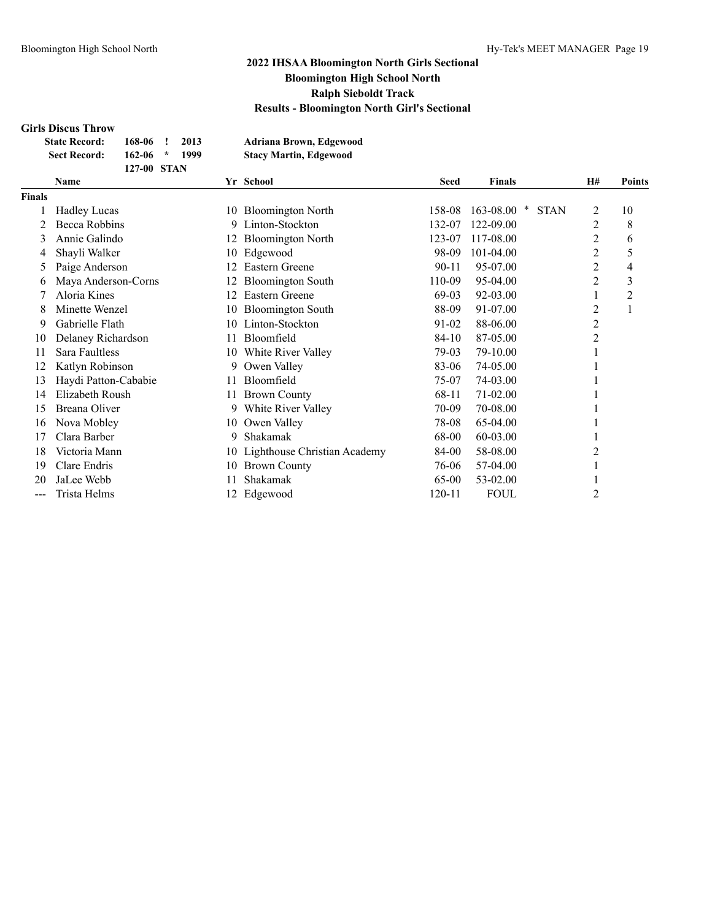## 2022 IHSAA Bloomington North Girls Sectional
## Bloomington High School North
## Ralph Sieboldt Track
## Results - Bloomington North Girl's Sectional

### Girls Discus Throw

| | | | | |
|---|---|---|---|---|
| State Record: | 168-06 | ! | 2013 | Adriana Brown, Edgewood |
| Sect Record: | 162-06 | * | 1999 | Stacy Martin, Edgewood |
| | 127-00 | STAN | | |

| | Name | Yr | School | Seed | Finals | | H# | Points |
|---|---|---|---|---|---|---|---|---|
| **Finals** | | | | | | | | |
| 1 | Hadley Lucas | 10 | Bloomington North | 158-08 | 163-08.00 * | STAN | 2 | 10 |
| 2 | Becca Robbins | 9 | Linton-Stockton | 132-07 | 122-09.00 | | 2 | 8 |
| 3 | Annie Galindo | 12 | Bloomington North | 123-07 | 117-08.00 | | 2 | 6 |
| 4 | Shayli Walker | 10 | Edgewood | 98-09 | 101-04.00 | | 2 | 5 |
| 5 | Paige Anderson | 12 | Eastern Greene | 90-11 | 95-07.00 | | 2 | 4 |
| 6 | Maya Anderson-Corns | 12 | Bloomington South | 110-09 | 95-04.00 | | 2 | 3 |
| 7 | Aloria Kines | 12 | Eastern Greene | 69-03 | 92-03.00 | | 1 | 2 |
| 8 | Minette Wenzel | 10 | Bloomington South | 88-09 | 91-07.00 | | 2 | 1 |
| 9 | Gabrielle Flath | 10 | Linton-Stockton | 91-02 | 88-06.00 | | 2 | |
| 10 | Delaney Richardson | 11 | Bloomfield | 84-10 | 87-05.00 | | 2 | |
| 11 | Sara Faultless | 10 | White River Valley | 79-03 | 79-10.00 | | 1 | |
| 12 | Katlyn Robinson | 9 | Owen Valley | 83-06 | 74-05.00 | | 1 | |
| 13 | Haydi Patton-Cababie | 11 | Bloomfield | 75-07 | 74-03.00 | | 1 | |
| 14 | Elizabeth Roush | 11 | Brown County | 68-11 | 71-02.00 | | 1 | |
| 15 | Breana Oliver | 9 | White River Valley | 70-09 | 70-08.00 | | 1 | |
| 16 | Nova Mobley | 10 | Owen Valley | 78-08 | 65-04.00 | | 1 | |
| 17 | Clara Barber | 9 | Shakamak | 68-00 | 60-03.00 | | 1 | |
| 18 | Victoria Mann | 10 | Lighthouse Christian Academy | 84-00 | 58-08.00 | | 2 | |
| 19 | Clare Endris | 10 | Brown County | 76-06 | 57-04.00 | | 1 | |
| 20 | JaLee Webb | 11 | Shakamak | 65-00 | 53-02.00 | | 1 | |
| --- | Trista Helms | 12 | Edgewood | 120-11 | FOUL | | 2 | |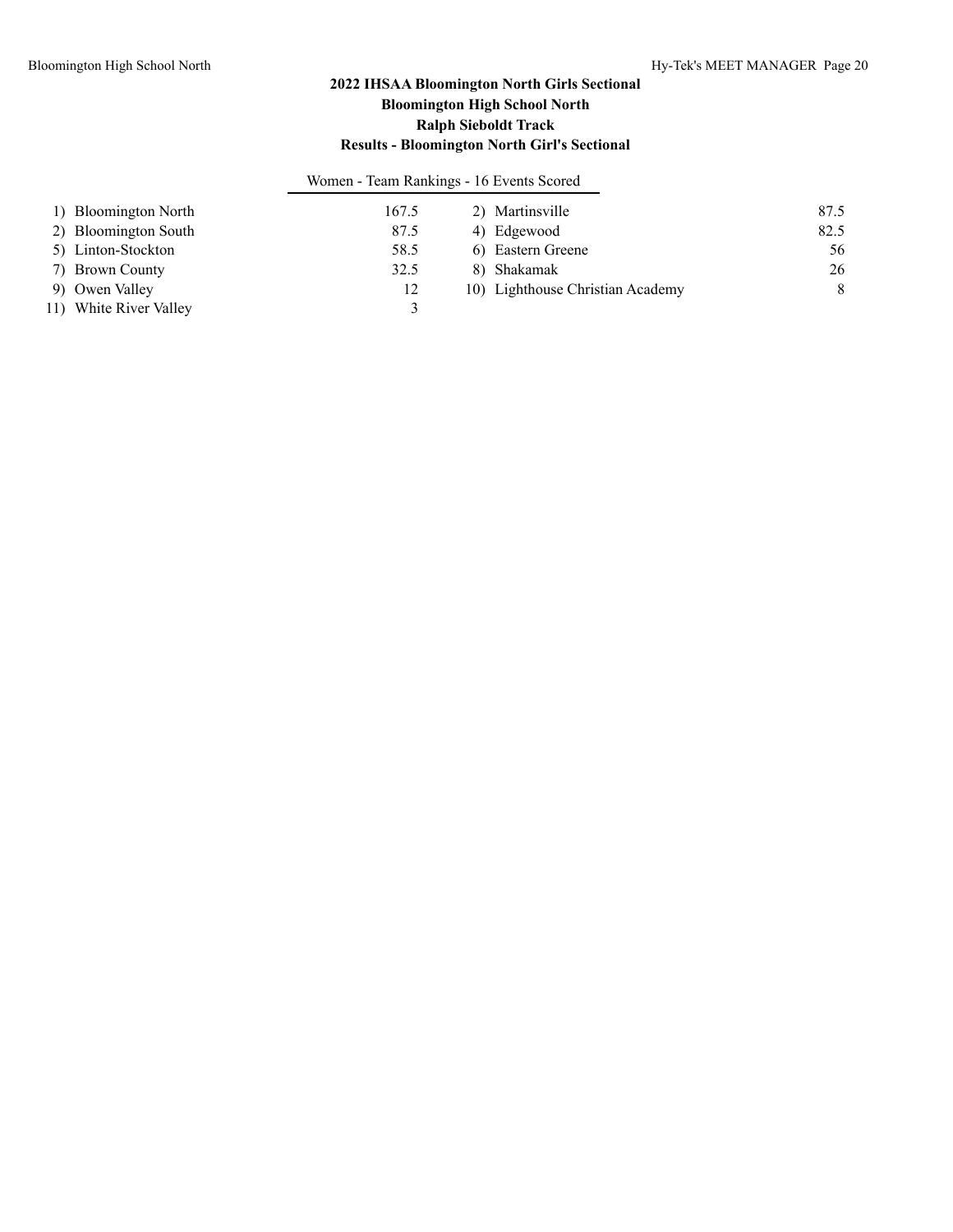**2022 IHSAA Bloomington North Girls Sectional**

**Bloomington High School North**

**Ralph Sieboldt Track**

**Results - Bloomington North Girl's Sectional**

Women - Team Rankings - 16 Events Scored

| | | | |
|---|---|---|---|
| 1) Bloomington North | 167.5 | 2) Martinsville | 87.5 |
| 2) Bloomington South | 87.5 | 4) Edgewood | 82.5 |
| 5) Linton-Stockton | 58.5 | 6) Eastern Greene | 56 |
| 7) Brown County | 32.5 | 8) Shakamak | 26 |
| 9) Owen Valley | 12 | 10) Lighthouse Christian Academy | 8 |
| 11) White River Valley | 3 | | |